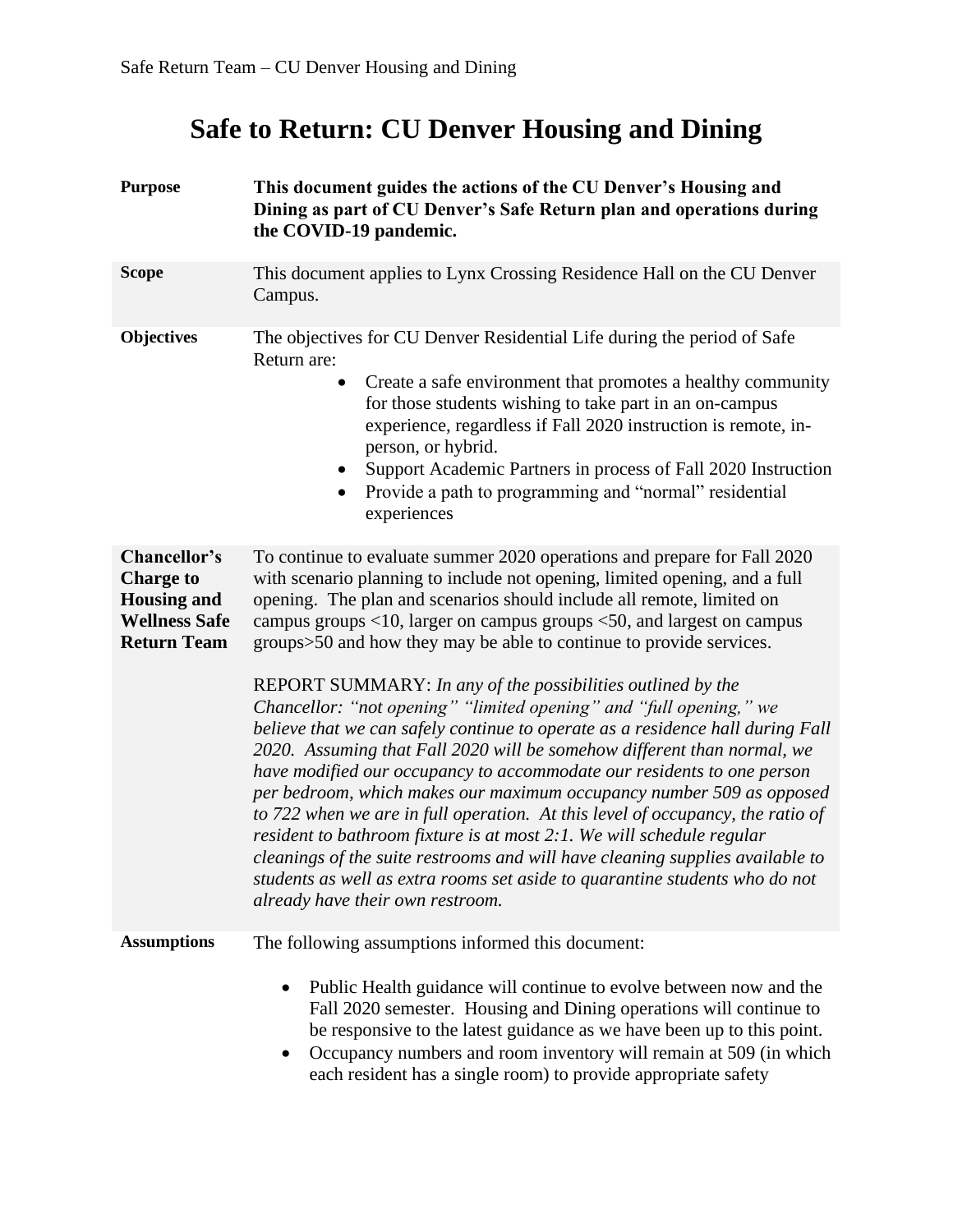# Safe to Return: CU Denver Housing and Dining

| | |
|---|---|
| **Purpose** | **This document guides the actions of the CU Denver's Housing and Dining as part of CU Denver's Safe Return plan and operations during the COVID-19 pandemic.** |
| **Scope** | This document applies to Lynx Crossing Residence Hall on the CU Denver Campus. |
| **Objectives** | The objectives for CU Denver Residential Life during the period of Safe Return are: <br>• Create a safe environment that promotes a healthy community for those students wishing to take part in an on-campus experience, regardless if Fall 2020 instruction is remote, in-person, or hybrid. <br>• Support Academic Partners in process of Fall 2020 Instruction <br>• Provide a path to programming and "normal" residential experiences |
| **Chancellor's Charge to Housing and Wellness Safe Return Team** | To continue to evaluate summer 2020 operations and prepare for Fall 2020 with scenario planning to include not opening, limited opening, and a full opening. The plan and scenarios should include all remote, limited on campus groups <10, larger on campus groups <50, and largest on campus groups>50 and how they may be able to continue to provide services. <br><br>REPORT SUMMARY: *In any of the possibilities outlined by the Chancellor: "not opening" "limited opening" and "full opening," we believe that we can safely continue to operate as a residence hall during Fall 2020. Assuming that Fall 2020 will be somehow different than normal, we have modified our occupancy to accommodate our residents to one person per bedroom, which makes our maximum occupancy number 509 as opposed to 722 when we are in full operation. At this level of occupancy, the ratio of resident to bathroom fixture is at most 2:1. We will schedule regular cleanings of the suite restrooms and will have cleaning supplies available to students as well as extra rooms set aside to quarantine students who do not already have their own restroom.* |
| **Assumptions** | The following assumptions informed this document: <br>• Public Health guidance will continue to evolve between now and the Fall 2020 semester. Housing and Dining operations will continue to be responsive to the latest guidance as we have been up to this point. <br>• Occupancy numbers and room inventory will remain at 509 (in which each resident has a single room) to provide appropriate safety |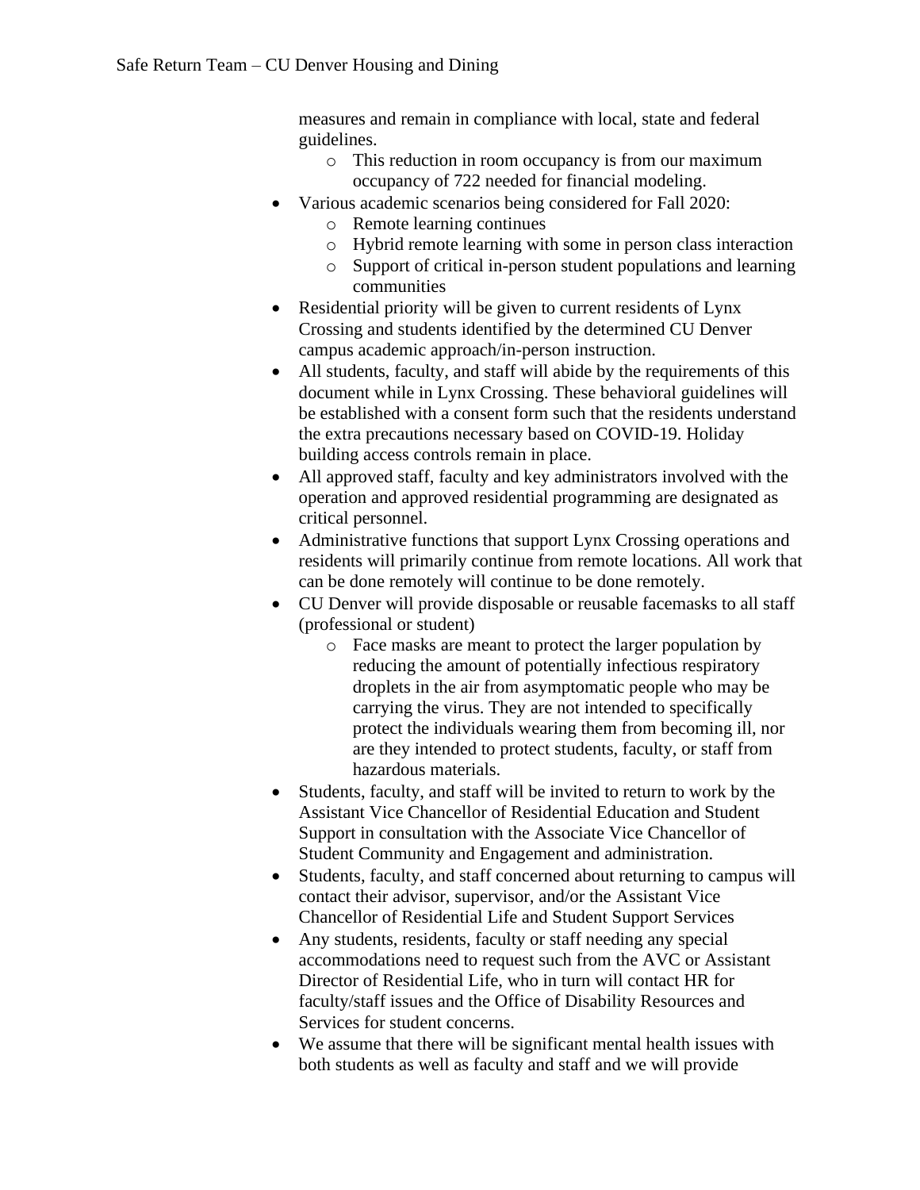measures and remain in compliance with local, state and federal guidelines.
  - This reduction in room occupancy is from our maximum occupancy of 722 needed for financial modeling.
- Various academic scenarios being considered for Fall 2020:
  - Remote learning continues
  - Hybrid remote learning with some in person class interaction
  - Support of critical in-person student populations and learning communities
- Residential priority will be given to current residents of Lynx Crossing and students identified by the determined CU Denver campus academic approach/in-person instruction.
- All students, faculty, and staff will abide by the requirements of this document while in Lynx Crossing. These behavioral guidelines will be established with a consent form such that the residents understand the extra precautions necessary based on COVID-19. Holiday building access controls remain in place.
- All approved staff, faculty and key administrators involved with the operation and approved residential programming are designated as critical personnel.
- Administrative functions that support Lynx Crossing operations and residents will primarily continue from remote locations. All work that can be done remotely will continue to be done remotely.
- CU Denver will provide disposable or reusable facemasks to all staff (professional or student)
  - Face masks are meant to protect the larger population by reducing the amount of potentially infectious respiratory droplets in the air from asymptomatic people who may be carrying the virus. They are not intended to specifically protect the individuals wearing them from becoming ill, nor are they intended to protect students, faculty, or staff from hazardous materials.
- Students, faculty, and staff will be invited to return to work by the Assistant Vice Chancellor of Residential Education and Student Support in consultation with the Associate Vice Chancellor of Student Community and Engagement and administration.
- Students, faculty, and staff concerned about returning to campus will contact their advisor, supervisor, and/or the Assistant Vice Chancellor of Residential Life and Student Support Services
- Any students, residents, faculty or staff needing any special accommodations need to request such from the AVC or Assistant Director of Residential Life, who in turn will contact HR for faculty/staff issues and the Office of Disability Resources and Services for student concerns.
- We assume that there will be significant mental health issues with both students as well as faculty and staff and we will provide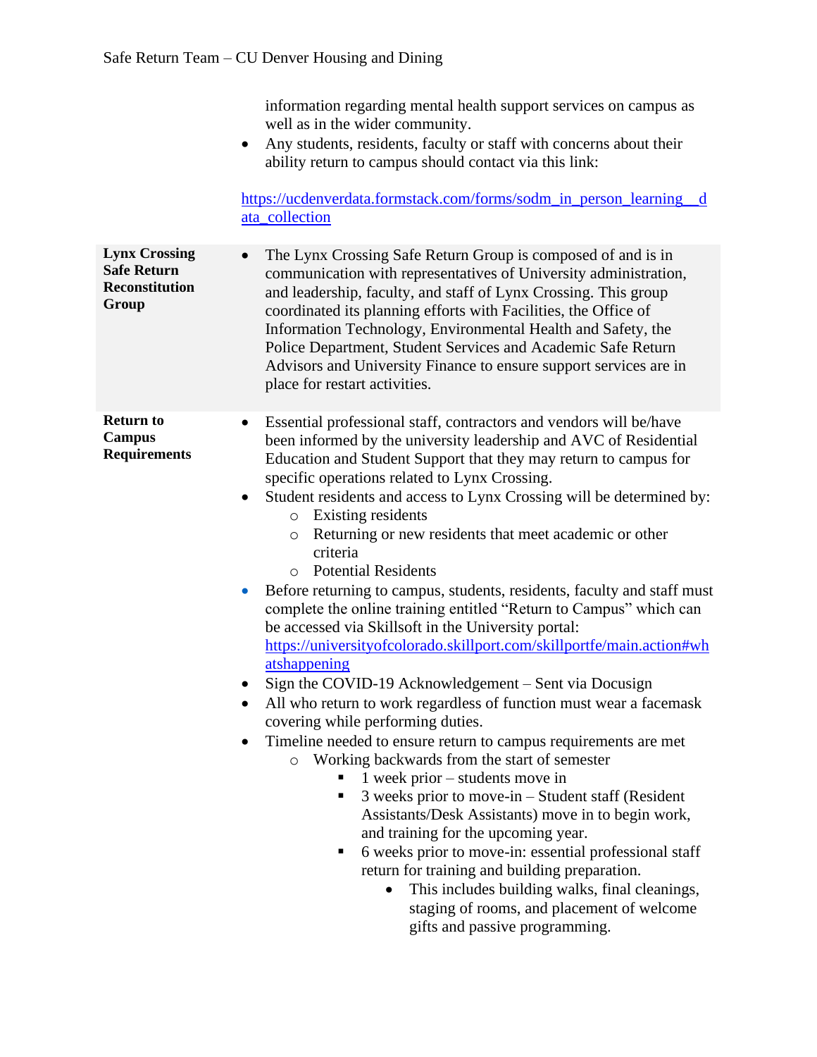| | |
|---|---|
| | information regarding mental health support services on campus as well as in the wider community.<br>• Any students, residents, faculty or staff with concerns about their ability return to campus should contact via this link:<br><br>[https://ucdenverdata.formstack.com/forms/sodm_in_person_learning__data_collection](https://ucdenverdata.formstack.com/forms/sodm_in_person_learning__data_collection) |
| **Lynx Crossing Safe Return Reconstitution Group** | • The Lynx Crossing Safe Return Group is composed of and is in communication with representatives of University administration, and leadership, faculty, and staff of Lynx Crossing. This group coordinated its planning efforts with Facilities, the Office of Information Technology, Environmental Health and Safety, the Police Department, Student Services and Academic Safe Return Advisors and University Finance to ensure support services are in place for restart activities. |
| **Return to Campus Requirements** | • Essential professional staff, contractors and vendors will be/have been informed by the university leadership and AVC of Residential Education and Student Support that they may return to campus for specific operations related to Lynx Crossing.<br>• Student residents and access to Lynx Crossing will be determined by:<br>&nbsp;&nbsp;&nbsp;&nbsp;○ Existing residents<br>&nbsp;&nbsp;&nbsp;&nbsp;○ Returning or new residents that meet academic or other criteria<br>&nbsp;&nbsp;&nbsp;&nbsp;○ Potential Residents<br>• Before returning to campus, students, residents, faculty and staff must complete the online training entitled "Return to Campus" which can be accessed via Skillsoft in the University portal: [https://universityofcolorado.skillport.com/skillportfe/main.action#whatshappening](https://universityofcolorado.skillport.com/skillportfe/main.action#whatshappening)<br>• Sign the COVID-19 Acknowledgement – Sent via Docusign<br>• All who return to work regardless of function must wear a facemask covering while performing duties.<br>• Timeline needed to ensure return to campus requirements are met<br>&nbsp;&nbsp;&nbsp;&nbsp;○ Working backwards from the start of semester<br>&nbsp;&nbsp;&nbsp;&nbsp;&nbsp;&nbsp;&nbsp;&nbsp;▪ 1 week prior – students move in<br>&nbsp;&nbsp;&nbsp;&nbsp;&nbsp;&nbsp;&nbsp;&nbsp;▪ 3 weeks prior to move-in – Student staff (Resident Assistants/Desk Assistants) move in to begin work, and training for the upcoming year.<br>&nbsp;&nbsp;&nbsp;&nbsp;&nbsp;&nbsp;&nbsp;&nbsp;▪ 6 weeks prior to move-in: essential professional staff return for training and building preparation.<br>&nbsp;&nbsp;&nbsp;&nbsp;&nbsp;&nbsp;&nbsp;&nbsp;&nbsp;&nbsp;&nbsp;&nbsp;• This includes building walks, final cleanings, staging of rooms, and placement of welcome gifts and passive programming. |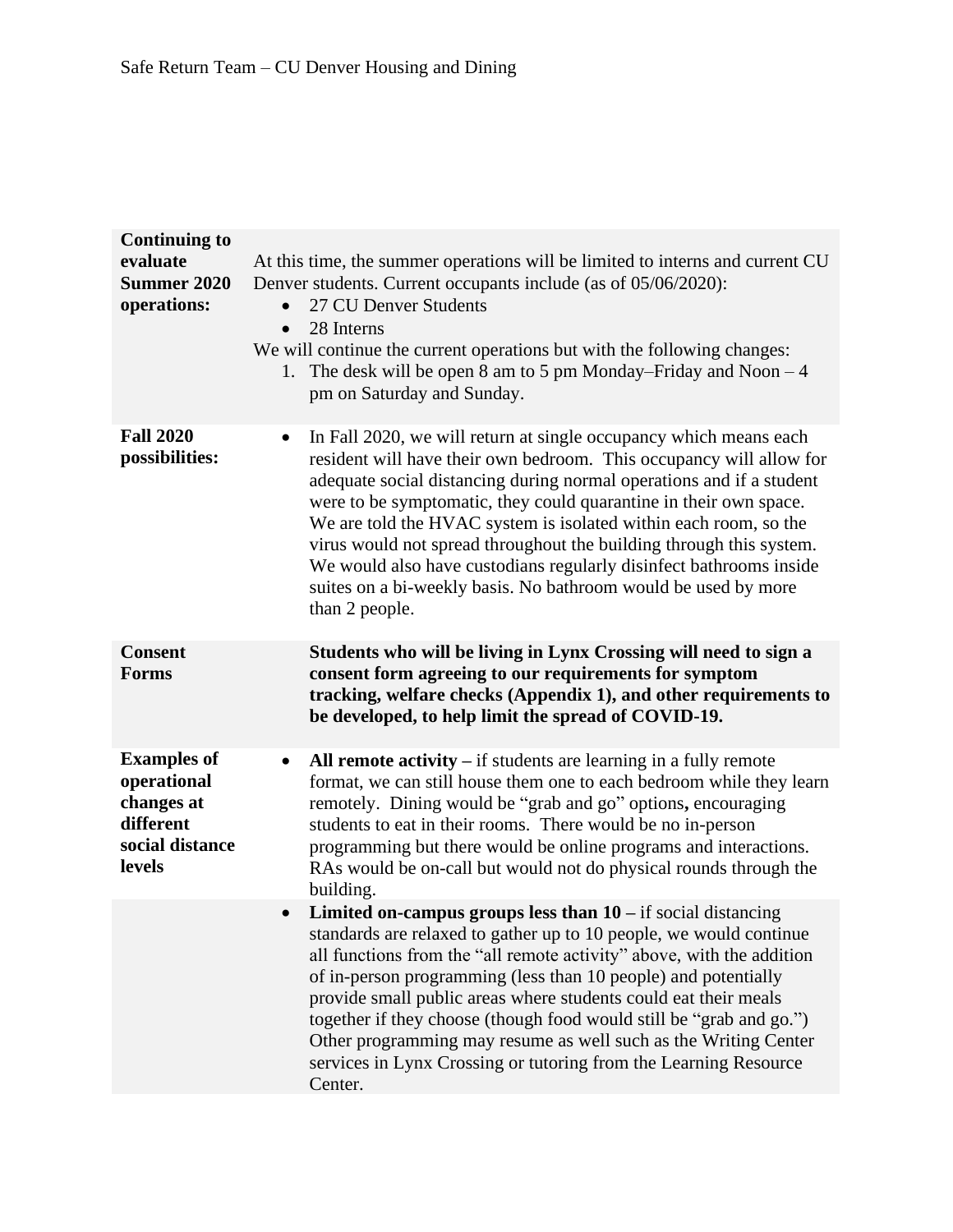| | |
|---|---|
| **Continuing to evaluate Summer 2020 operations:** | At this time, the summer operations will be limited to interns and current CU Denver students. Current occupants include (as of 05/06/2020):<br>• 27 CU Denver Students<br>• 28 Interns<br>We will continue the current operations but with the following changes:<br>1. The desk will be open 8 am to 5 pm Monday–Friday and Noon – 4 pm on Saturday and Sunday. |
| **Fall 2020 possibilities:** | • In Fall 2020, we will return at single occupancy which means each resident will have their own bedroom. This occupancy will allow for adequate social distancing during normal operations and if a student were to be symptomatic, they could quarantine in their own space. We are told the HVAC system is isolated within each room, so the virus would not spread throughout the building through this system. We would also have custodians regularly disinfect bathrooms inside suites on a bi-weekly basis. No bathroom would be used by more than 2 people. |
| **Consent Forms** | **Students who will be living in Lynx Crossing will need to sign a consent form agreeing to our requirements for symptom tracking, welfare checks (Appendix 1), and other requirements to be developed, to help limit the spread of COVID-19.** |
| **Examples of operational changes at different social distance levels** | • **All remote activity –** if students are learning in a fully remote format, we can still house them one to each bedroom while they learn remotely. Dining would be "grab and go" options**,** encouraging students to eat in their rooms. There would be no in-person programming but there would be online programs and interactions. RAs would be on-call but would not do physical rounds through the building. |
| | • **Limited on-campus groups less than 10 –** if social distancing standards are relaxed to gather up to 10 people, we would continue all functions from the "all remote activity" above, with the addition of in-person programming (less than 10 people) and potentially provide small public areas where students could eat their meals together if they choose (though food would still be "grab and go.") Other programming may resume as well such as the Writing Center services in Lynx Crossing or tutoring from the Learning Resource Center. |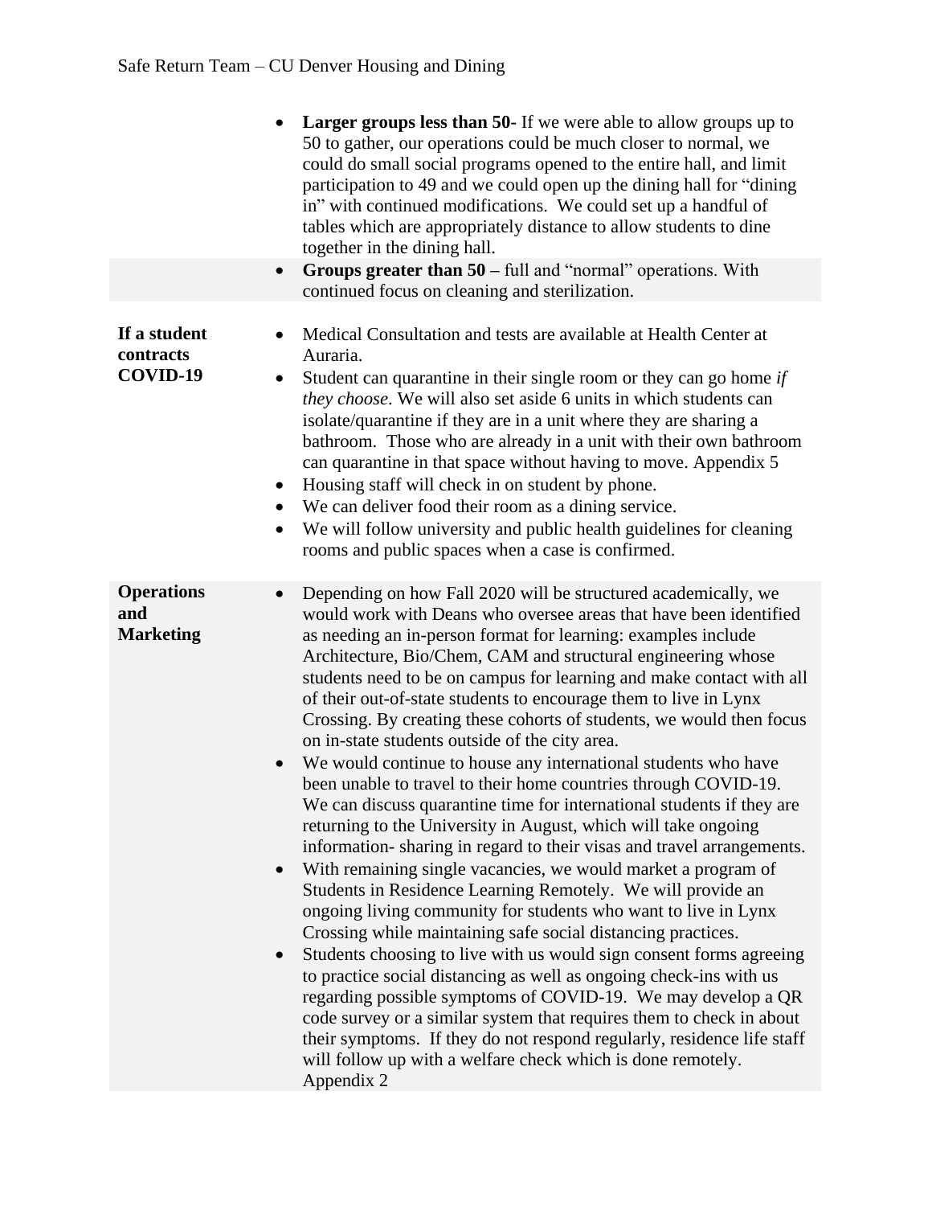| | |
|---|---|
| | • **Larger groups less than 50-** If we were able to allow groups up to 50 to gather, our operations could be much closer to normal, we could do small social programs opened to the entire hall, and limit participation to 49 and we could open up the dining hall for "dining in" with continued modifications. We could set up a handful of tables which are appropriately distance to allow students to dine together in the dining hall.<br>• **Groups greater than 50 –** full and "normal" operations. With continued focus on cleaning and sterilization. |
| **If a student contracts COVID-19** | • Medical Consultation and tests are available at Health Center at Auraria.<br>• Student can quarantine in their single room or they can go home *if they choose*. We will also set aside 6 units in which students can isolate/quarantine if they are in a unit where they are sharing a bathroom. Those who are already in a unit with their own bathroom can quarantine in that space without having to move. Appendix 5<br>• Housing staff will check in on student by phone.<br>• We can deliver food their room as a dining service.<br>• We will follow university and public health guidelines for cleaning rooms and public spaces when a case is confirmed. |
| **Operations and Marketing** | • Depending on how Fall 2020 will be structured academically, we would work with Deans who oversee areas that have been identified as needing an in-person format for learning: examples include Architecture, Bio/Chem, CAM and structural engineering whose students need to be on campus for learning and make contact with all of their out-of-state students to encourage them to live in Lynx Crossing. By creating these cohorts of students, we would then focus on in-state students outside of the city area.<br>• We would continue to house any international students who have been unable to travel to their home countries through COVID-19. We can discuss quarantine time for international students if they are returning to the University in August, which will take ongoing information- sharing in regard to their visas and travel arrangements.<br>• With remaining single vacancies, we would market a program of Students in Residence Learning Remotely. We will provide an ongoing living community for students who want to live in Lynx Crossing while maintaining safe social distancing practices.<br>• Students choosing to live with us would sign consent forms agreeing to practice social distancing as well as ongoing check-ins with us regarding possible symptoms of COVID-19. We may develop a QR code survey or a similar system that requires them to check in about their symptoms. If they do not respond regularly, residence life staff will follow up with a welfare check which is done remotely. Appendix 2 |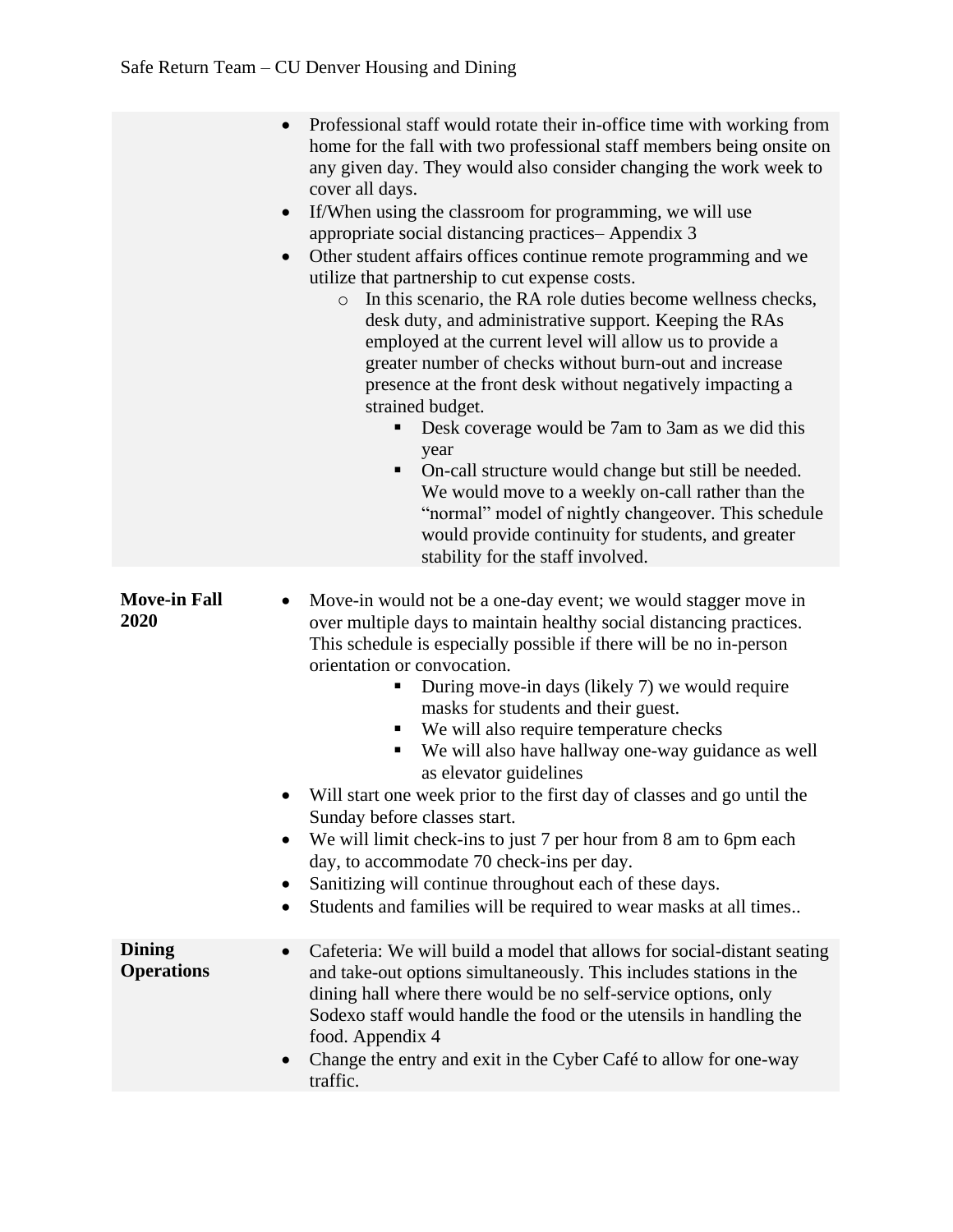| | |
|---|---|
| | • Professional staff would rotate their in-office time with working from home for the fall with two professional staff members being onsite on any given day. They would also consider changing the work week to cover all days.<br>• If/When using the classroom for programming, we will use appropriate social distancing practices– Appendix 3<br>• Other student affairs offices continue remote programming and we utilize that partnership to cut expense costs.<br>&nbsp;&nbsp;&nbsp;&nbsp;o In this scenario, the RA role duties become wellness checks, desk duty, and administrative support. Keeping the RAs employed at the current level will allow us to provide a greater number of checks without burn-out and increase presence at the front desk without negatively impacting a strained budget.<br>&nbsp;&nbsp;&nbsp;&nbsp;&nbsp;&nbsp;&nbsp;&nbsp;▪ Desk coverage would be 7am to 3am as we did this year<br>&nbsp;&nbsp;&nbsp;&nbsp;&nbsp;&nbsp;&nbsp;&nbsp;▪ On-call structure would change but still be needed. We would move to a weekly on-call rather than the "normal" model of nightly changeover. This schedule would provide continuity for students, and greater stability for the staff involved. |
| **Move-in Fall 2020** | • Move-in would not be a one-day event; we would stagger move in over multiple days to maintain healthy social distancing practices. This schedule is especially possible if there will be no in-person orientation or convocation.<br>&nbsp;&nbsp;&nbsp;&nbsp;&nbsp;&nbsp;&nbsp;&nbsp;▪ During move-in days (likely 7) we would require masks for students and their guest.<br>&nbsp;&nbsp;&nbsp;&nbsp;&nbsp;&nbsp;&nbsp;&nbsp;▪ We will also require temperature checks<br>&nbsp;&nbsp;&nbsp;&nbsp;&nbsp;&nbsp;&nbsp;&nbsp;▪ We will also have hallway one-way guidance as well as elevator guidelines<br>• Will start one week prior to the first day of classes and go until the Sunday before classes start.<br>• We will limit check-ins to just 7 per hour from 8 am to 6pm each day, to accommodate 70 check-ins per day.<br>• Sanitizing will continue throughout each of these days.<br>• Students and families will be required to wear masks at all times.. |
| **Dining Operations** | • Cafeteria: We will build a model that allows for social-distant seating and take-out options simultaneously. This includes stations in the dining hall where there would be no self-service options, only Sodexo staff would handle the food or the utensils in handling the food. Appendix 4<br>• Change the entry and exit in the Cyber Café to allow for one-way traffic. |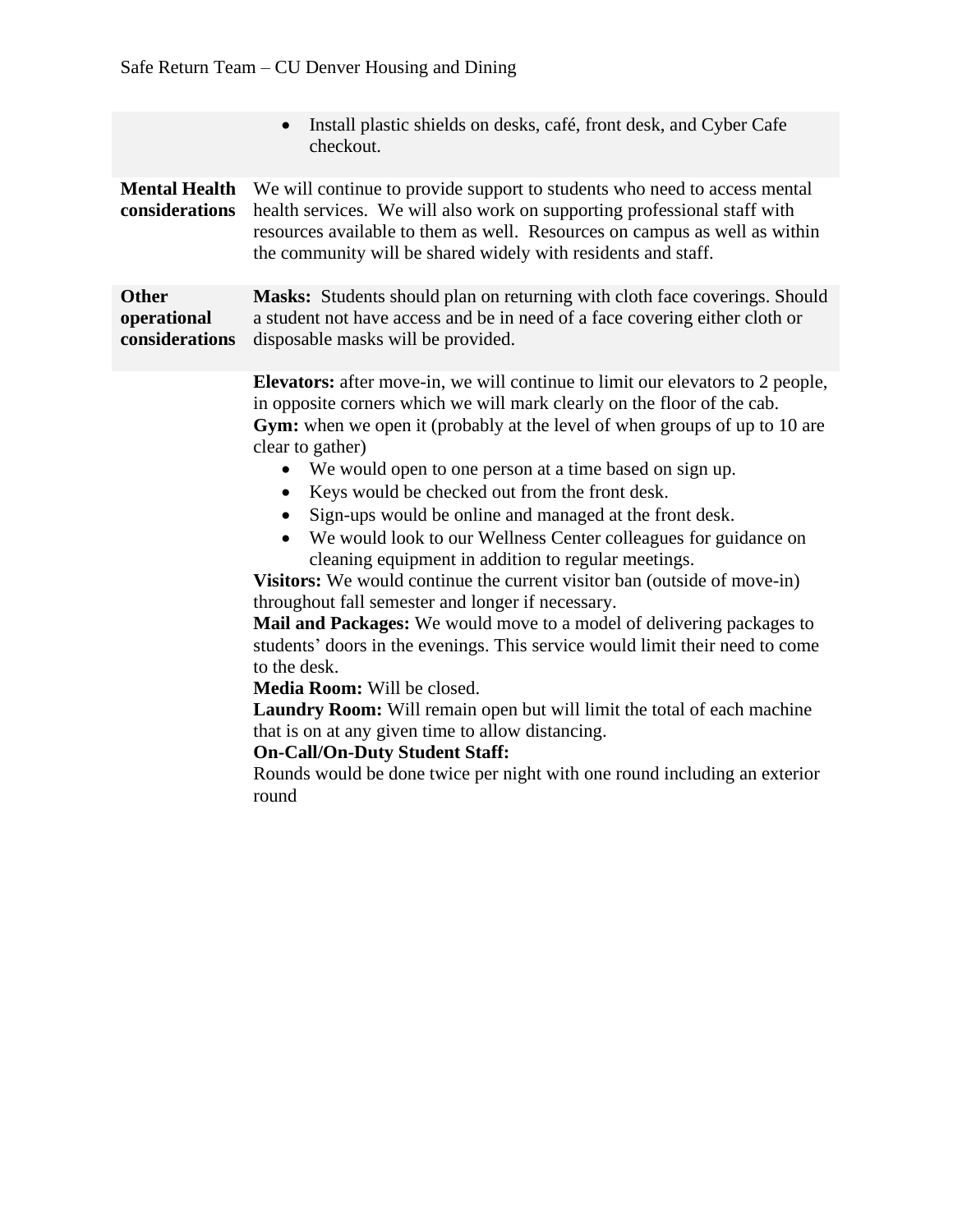| | |
|---|---|
| | • Install plastic shields on desks, café, front desk, and Cyber Cafe checkout. |
| **Mental Health considerations** | We will continue to provide support to students who need to access mental health services. We will also work on supporting professional staff with resources available to them as well. Resources on campus as well as within the community will be shared widely with residents and staff. |
| **Other operational considerations** | **Masks:** Students should plan on returning with cloth face coverings. Should a student not have access and be in need of a face covering either cloth or disposable masks will be provided. |
| | **Elevators:** after move-in, we will continue to limit our elevators to 2 people, in opposite corners which we will mark clearly on the floor of the cab.<br>**Gym:** when we open it (probably at the level of when groups of up to 10 are clear to gather)<br>• We would open to one person at a time based on sign up.<br>• Keys would be checked out from the front desk.<br>• Sign-ups would be online and managed at the front desk.<br>• We would look to our Wellness Center colleagues for guidance on cleaning equipment in addition to regular meetings.<br>**Visitors:** We would continue the current visitor ban (outside of move-in) throughout fall semester and longer if necessary.<br>**Mail and Packages:** We would move to a model of delivering packages to students' doors in the evenings. This service would limit their need to come to the desk.<br>**Media Room:** Will be closed.<br>**Laundry Room:** Will remain open but will limit the total of each machine that is on at any given time to allow distancing.<br>**On-Call/On-Duty Student Staff:**<br>Rounds would be done twice per night with one round including an exterior round |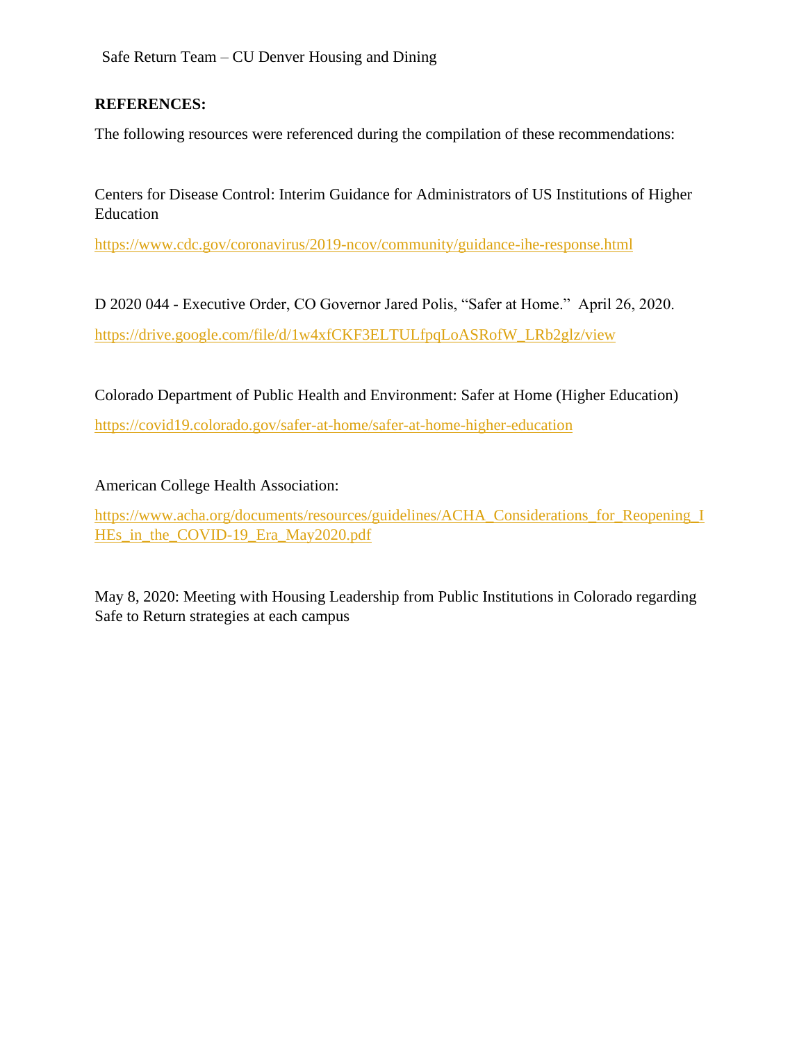**REFERENCES:**

The following resources were referenced during the compilation of these recommendations:

Centers for Disease Control: Interim Guidance for Administrators of US Institutions of Higher Education

https://www.cdc.gov/coronavirus/2019-ncov/community/guidance-ihe-response.html

D 2020 044 - Executive Order, CO Governor Jared Polis, "Safer at Home." April 26, 2020.

https://drive.google.com/file/d/1w4xfCKF3ELTULfpqLoASRofW_LRb2glz/view

Colorado Department of Public Health and Environment: Safer at Home (Higher Education)

https://covid19.colorado.gov/safer-at-home/safer-at-home-higher-education

American College Health Association:

https://www.acha.org/documents/resources/guidelines/ACHA_Considerations_for_Reopening_IHEs_in_the_COVID-19_Era_May2020.pdf

May 8, 2020: Meeting with Housing Leadership from Public Institutions in Colorado regarding Safe to Return strategies at each campus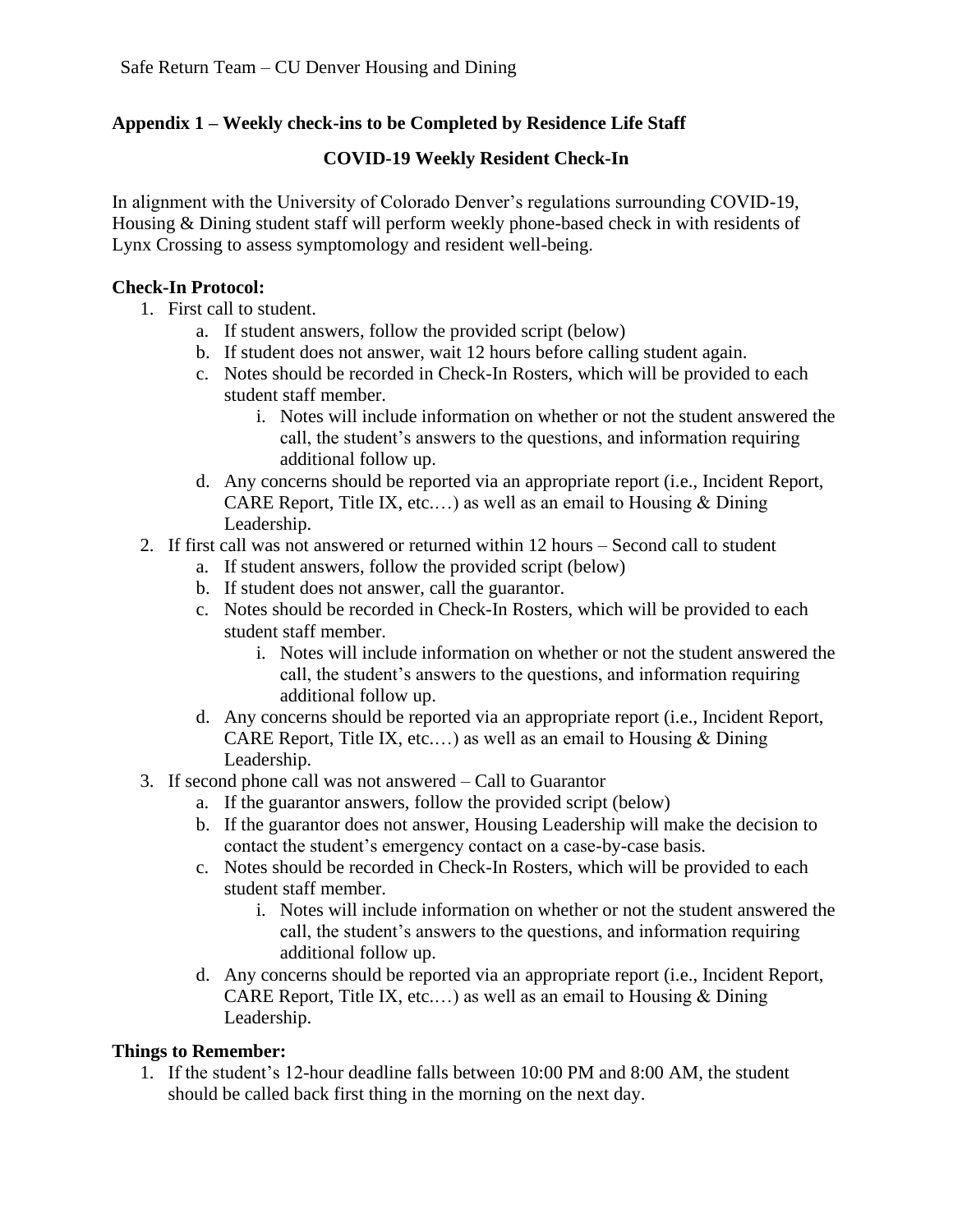## Appendix 1 – Weekly check-ins to be Completed by Residence Life Staff

### COVID-19 Weekly Resident Check-In

In alignment with the University of Colorado Denver's regulations surrounding COVID-19, Housing & Dining student staff will perform weekly phone-based check in with residents of Lynx Crossing to assess symptomology and resident well-being.

**Check-In Protocol:**

1. First call to student.
   a. If student answers, follow the provided script (below)
   b. If student does not answer, wait 12 hours before calling student again.
   c. Notes should be recorded in Check-In Rosters, which will be provided to each student staff member.
      i. Notes will include information on whether or not the student answered the call, the student's answers to the questions, and information requiring additional follow up.
   d. Any concerns should be reported via an appropriate report (i.e., Incident Report, CARE Report, Title IX, etc.…) as well as an email to Housing & Dining Leadership.
2. If first call was not answered or returned within 12 hours – Second call to student
   a. If student answers, follow the provided script (below)
   b. If student does not answer, call the guarantor.
   c. Notes should be recorded in Check-In Rosters, which will be provided to each student staff member.
      i. Notes will include information on whether or not the student answered the call, the student's answers to the questions, and information requiring additional follow up.
   d. Any concerns should be reported via an appropriate report (i.e., Incident Report, CARE Report, Title IX, etc.…) as well as an email to Housing & Dining Leadership.
3. If second phone call was not answered – Call to Guarantor
   a. If the guarantor answers, follow the provided script (below)
   b. If the guarantor does not answer, Housing Leadership will make the decision to contact the student's emergency contact on a case-by-case basis.
   c. Notes should be recorded in Check-In Rosters, which will be provided to each student staff member.
      i. Notes will include information on whether or not the student answered the call, the student's answers to the questions, and information requiring additional follow up.
   d. Any concerns should be reported via an appropriate report (i.e., Incident Report, CARE Report, Title IX, etc.…) as well as an email to Housing & Dining Leadership.

**Things to Remember:**

1. If the student's 12-hour deadline falls between 10:00 PM and 8:00 AM, the student should be called back first thing in the morning on the next day.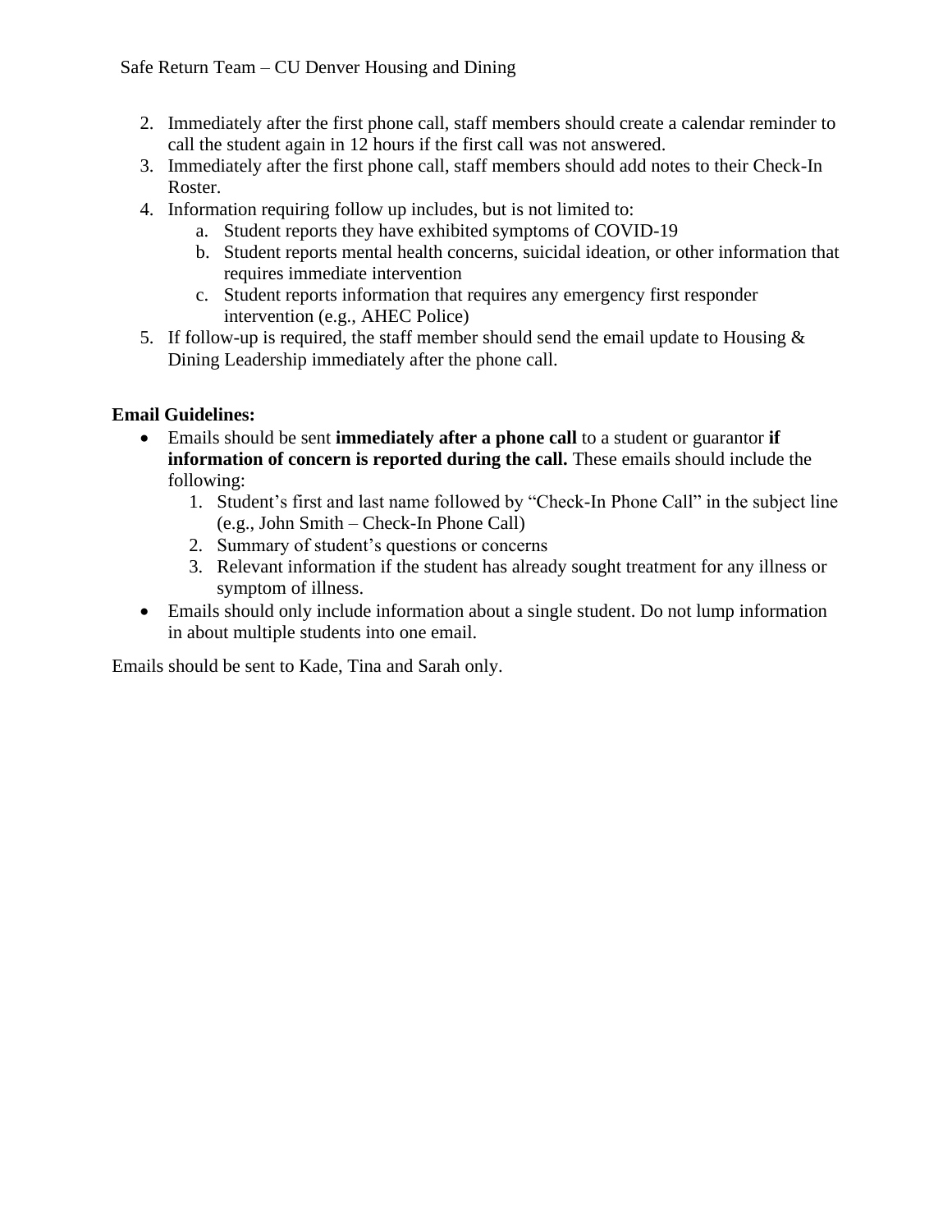2. Immediately after the first phone call, staff members should create a calendar reminder to call the student again in 12 hours if the first call was not answered.
3. Immediately after the first phone call, staff members should add notes to their Check-In Roster.
4. Information requiring follow up includes, but is not limited to:
   a. Student reports they have exhibited symptoms of COVID-19
   b. Student reports mental health concerns, suicidal ideation, or other information that requires immediate intervention
   c. Student reports information that requires any emergency first responder intervention (e.g., AHEC Police)
5. If follow-up is required, the staff member should send the email update to Housing & Dining Leadership immediately after the phone call.

**Email Guidelines:**

- Emails should be sent **immediately after a phone call** to a student or guarantor **if information of concern is reported during the call.** These emails should include the following:
  1. Student's first and last name followed by "Check-In Phone Call" in the subject line (e.g., John Smith – Check-In Phone Call)
  2. Summary of student's questions or concerns
  3. Relevant information if the student has already sought treatment for any illness or symptom of illness.
- Emails should only include information about a single student. Do not lump information in about multiple students into one email.

Emails should be sent to Kade, Tina and Sarah only.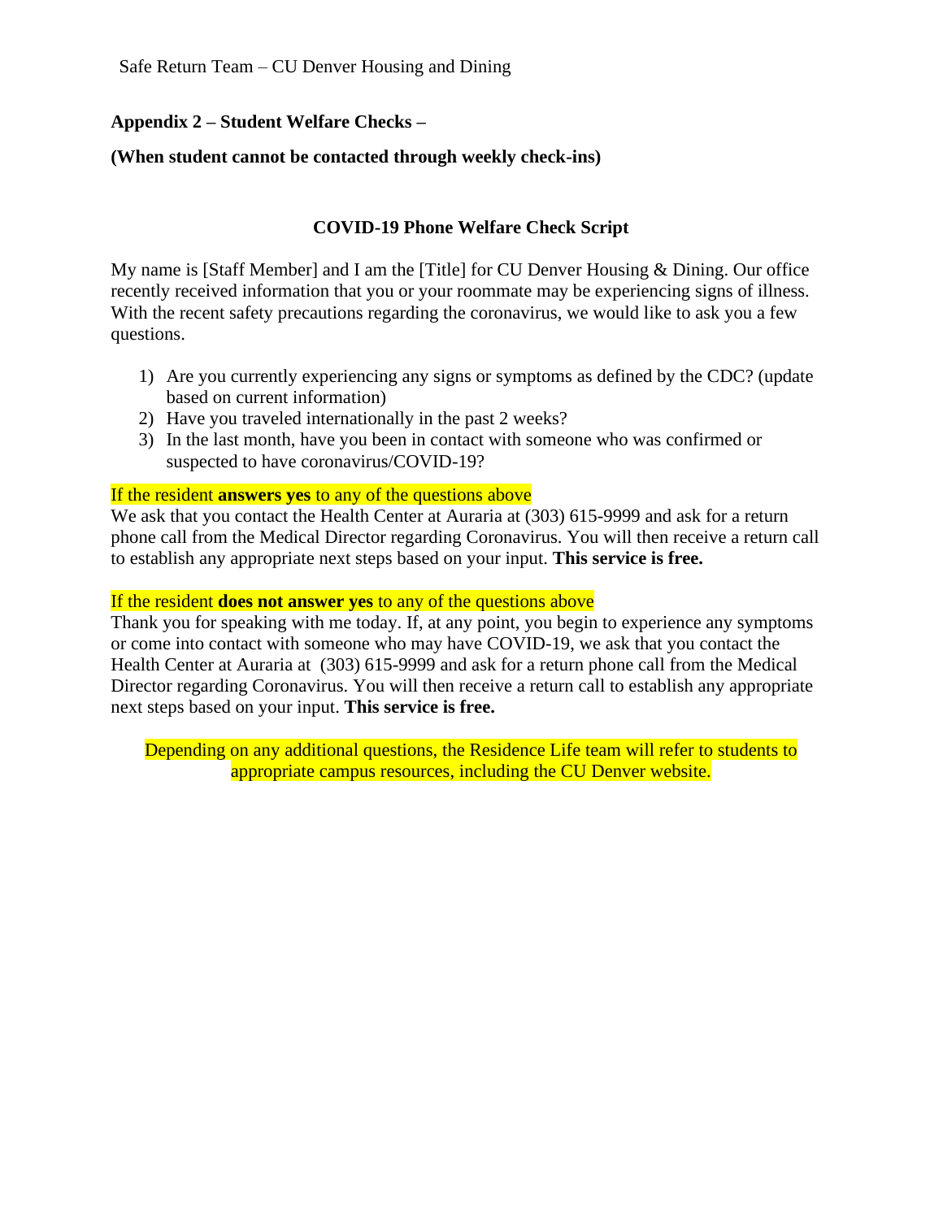**Appendix 2 – Student Welfare Checks –**

**(When student cannot be contacted through weekly check-ins)**

## COVID-19 Phone Welfare Check Script

My name is [Staff Member] and I am the [Title] for CU Denver Housing & Dining. Our office recently received information that you or your roommate may be experiencing signs of illness. With the recent safety precautions regarding the coronavirus, we would like to ask you a few questions.

1) Are you currently experiencing any signs or symptoms as defined by the CDC? (update based on current information)
2) Have you traveled internationally in the past 2 weeks?
3) In the last month, have you been in contact with someone who was confirmed or suspected to have coronavirus/COVID-19?

If the resident **answers yes** to any of the questions above

We ask that you contact the Health Center at Auraria at (303) 615-9999 and ask for a return phone call from the Medical Director regarding Coronavirus. You will then receive a return call to establish any appropriate next steps based on your input. **This service is free.**

If the resident **does not answer yes** to any of the questions above

Thank you for speaking with me today. If, at any point, you begin to experience any symptoms or come into contact with someone who may have COVID-19, we ask that you contact the Health Center at Auraria at (303) 615-9999 and ask for a return phone call from the Medical Director regarding Coronavirus. You will then receive a return call to establish any appropriate next steps based on your input. **This service is free.**

Depending on any additional questions, the Residence Life team will refer to students to appropriate campus resources, including the CU Denver website.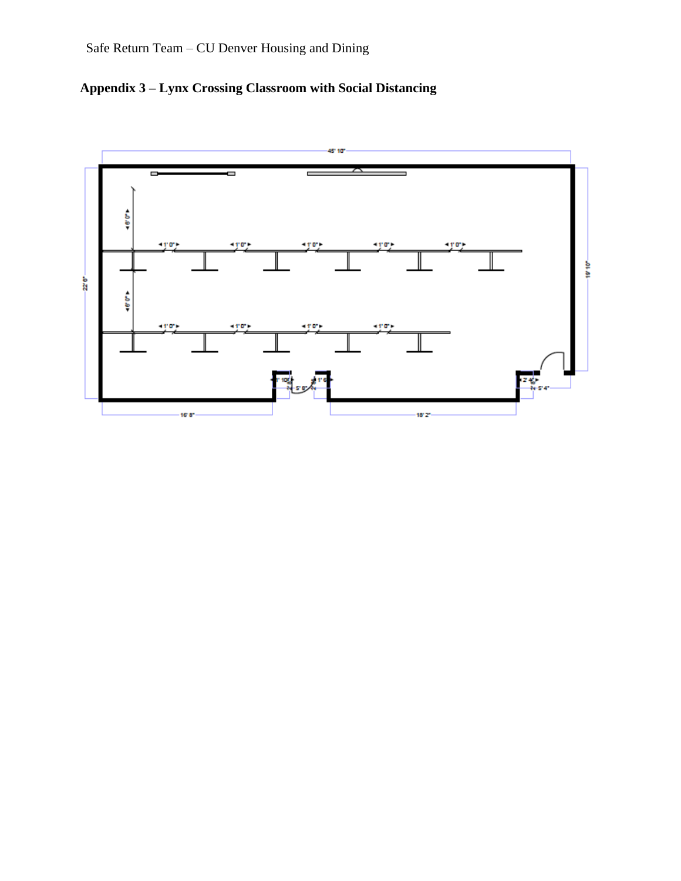# Appendix 3 – Lynx Crossing Classroom with Social Distancing

45' 10"

22' 6"

19' 10"

6' 0"

6' 0"

1' 0"

1' 10"

5' 8"

1' 6"

2' 4"

5' 4"

16' 8"

18' 2"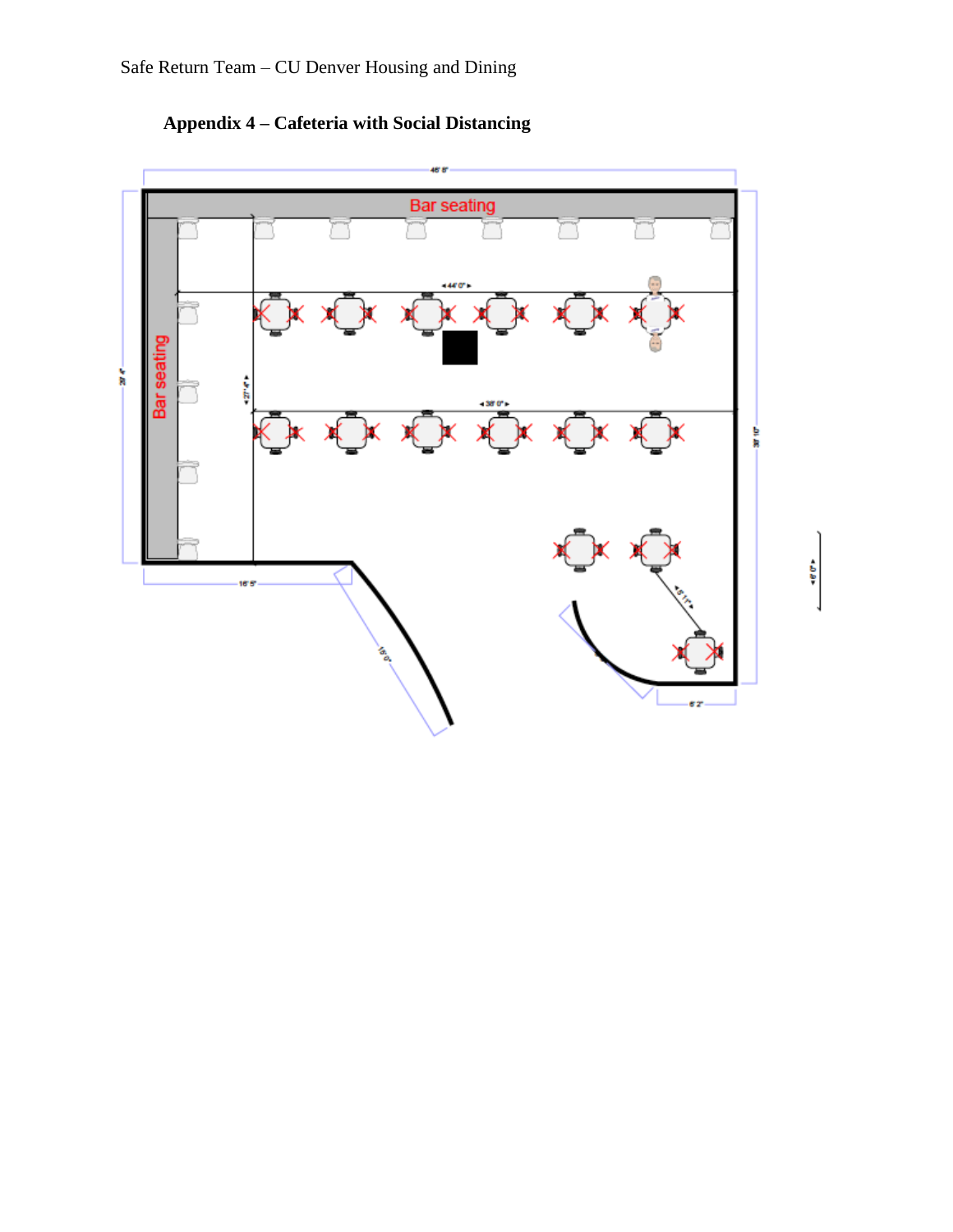**Appendix 4 – Cafeteria with Social Distancing**

Bar seating

Bar seating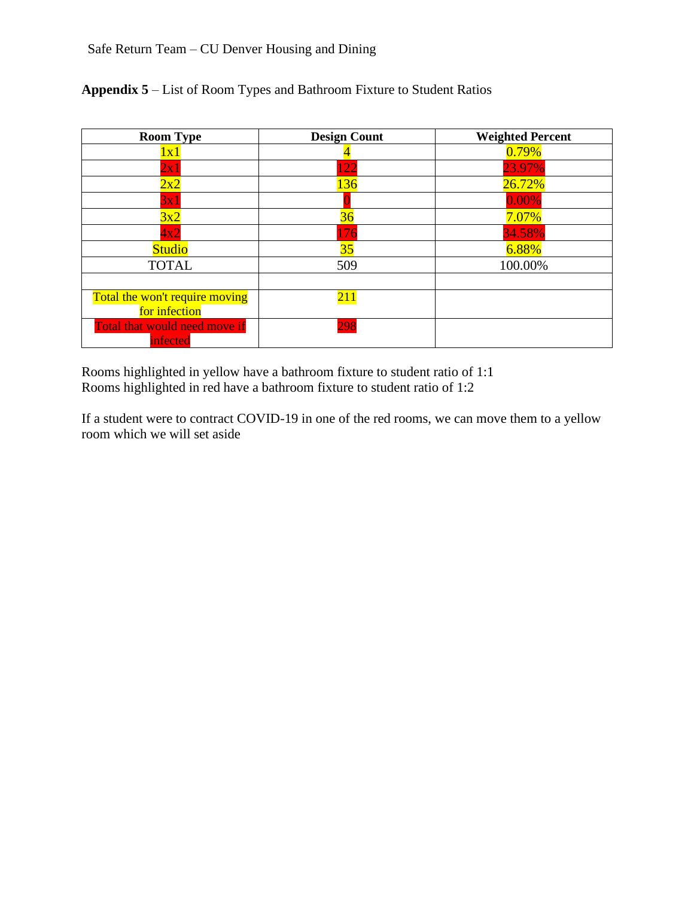**Appendix 5** – List of Room Types and Bathroom Fixture to Student Ratios

| Room Type | Design Count | Weighted Percent |
|---|---|---|
| 1x1 | 4 | 0.79% |
| 2x1 | 122 | 23.97% |
| 2x2 | 136 | 26.72% |
| 3x1 | 0 | 0.00% |
| 3x2 | 36 | 7.07% |
| 4x2 | 176 | 34.58% |
| Studio | 35 | 6.88% |
| TOTAL | 509 | 100.00% |
| | | |
| Total the won't require moving for infection | 211 | |
| Total that would need move if infected | 298 | |

Rooms highlighted in yellow have a bathroom fixture to student ratio of 1:1
Rooms highlighted in red have a bathroom fixture to student ratio of 1:2

If a student were to contract COVID-19 in one of the red rooms, we can move them to a yellow room which we will set aside